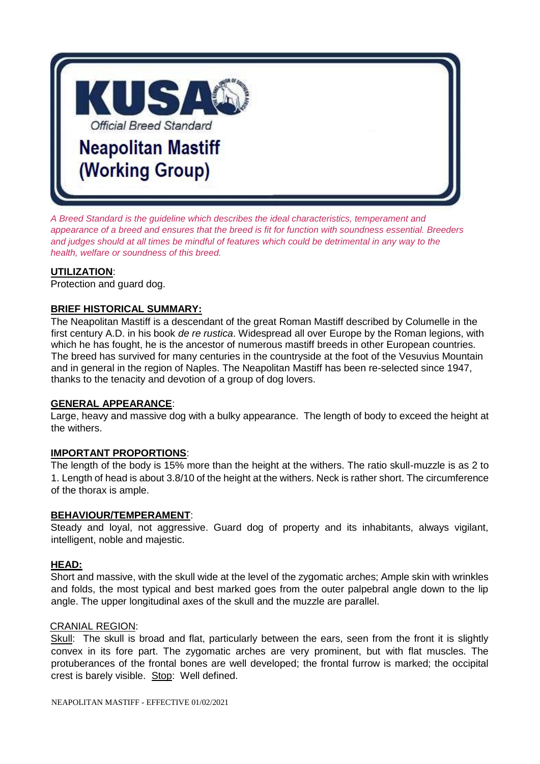# KUSA

Official Breed Standard

# Neapolitan Mastiff (Working Group)

*A Breed Standard is the guideline which describes the ideal characteristics, temperament and appearance of a breed and ensures that the breed is fit for function with soundness essential. Breeders and judges should at all times be mindful of features which could be detrimental in any way to the health, welfare or soundness of this breed.*

**UTILIZATION**:
Protection and guard dog.

**BRIEF HISTORICAL SUMMARY:**
The Neapolitan Mastiff is a descendant of the great Roman Mastiff described by Columelle in the first century A.D. in his book *de re rustica*. Widespread all over Europe by the Roman legions, with which he has fought, he is the ancestor of numerous mastiff breeds in other European countries. The breed has survived for many centuries in the countryside at the foot of the Vesuvius Mountain and in general in the region of Naples. The Neapolitan Mastiff has been re-selected since 1947, thanks to the tenacity and devotion of a group of dog lovers.

**GENERAL APPEARANCE**:
Large, heavy and massive dog with a bulky appearance. The length of body to exceed the height at the withers.

**IMPORTANT PROPORTIONS**:
The length of the body is 15% more than the height at the withers. The ratio skull-muzzle is as 2 to 1. Length of head is about 3.8/10 of the height at the withers. Neck is rather short. The circumference of the thorax is ample.

**BEHAVIOUR/TEMPERAMENT**:
Steady and loyal, not aggressive. Guard dog of property and its inhabitants, always vigilant, intelligent, noble and majestic.

**HEAD:**
Short and massive, with the skull wide at the level of the zygomatic arches; Ample skin with wrinkles and folds, the most typical and best marked goes from the outer palpebral angle down to the lip angle. The upper longitudinal axes of the skull and the muzzle are parallel.

CRANIAL REGION:
Skull: The skull is broad and flat, particularly between the ears, seen from the front it is slightly convex in its fore part. The zygomatic arches are very prominent, but with flat muscles. The protuberances of the frontal bones are well developed; the frontal furrow is marked; the occipital crest is barely visible. Stop: Well defined.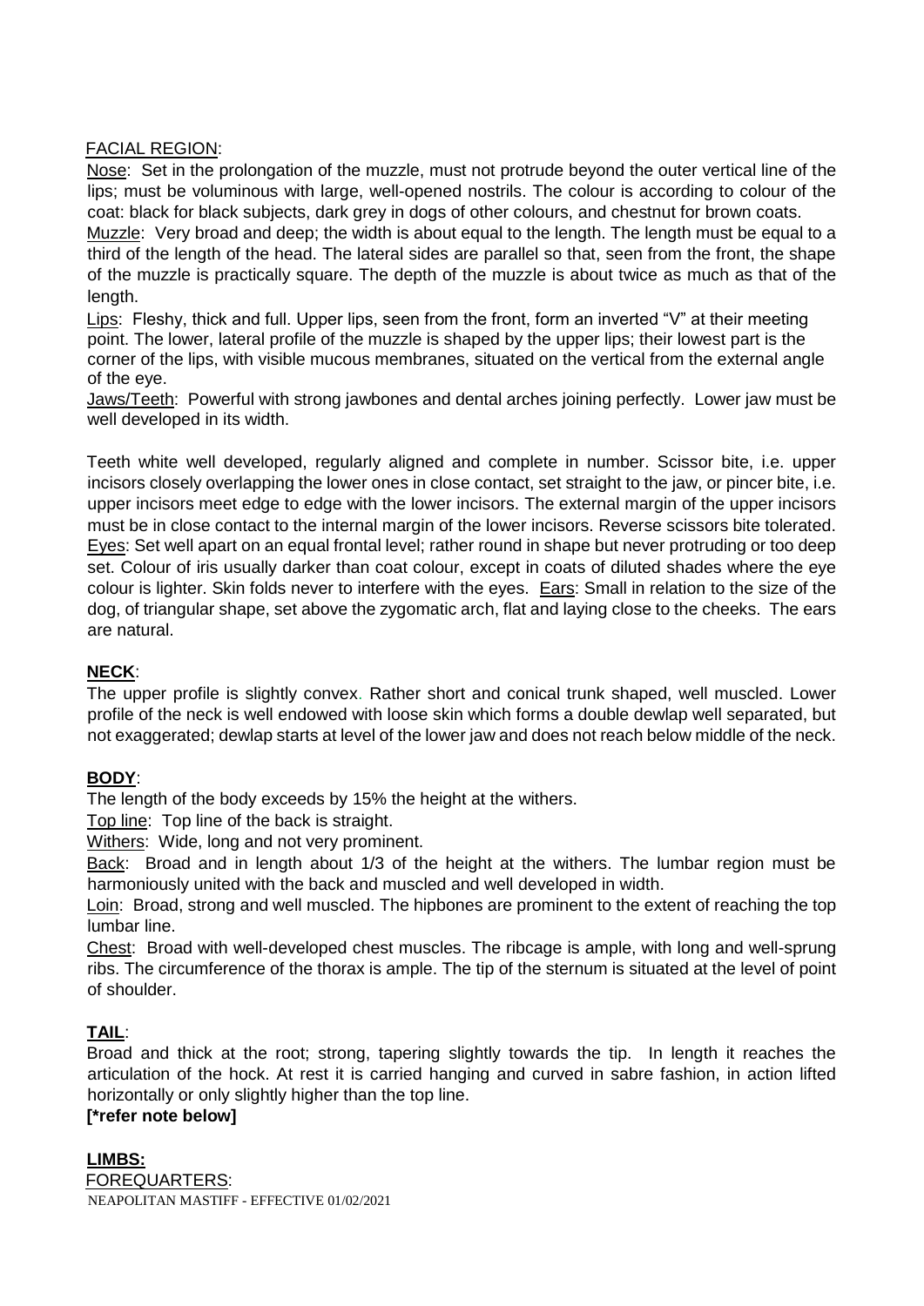FACIAL REGION:

Nose: Set in the prolongation of the muzzle, must not protrude beyond the outer vertical line of the lips; must be voluminous with large, well-opened nostrils. The colour is according to colour of the coat: black for black subjects, dark grey in dogs of other colours, and chestnut for brown coats.

Muzzle: Very broad and deep; the width is about equal to the length. The length must be equal to a third of the length of the head. The lateral sides are parallel so that, seen from the front, the shape of the muzzle is practically square. The depth of the muzzle is about twice as much as that of the length.

Lips: Fleshy, thick and full. Upper lips, seen from the front, form an inverted "V" at their meeting point. The lower, lateral profile of the muzzle is shaped by the upper lips; their lowest part is the corner of the lips, with visible mucous membranes, situated on the vertical from the external angle of the eye.

Jaws/Teeth: Powerful with strong jawbones and dental arches joining perfectly. Lower jaw must be well developed in its width.

Teeth white well developed, regularly aligned and complete in number. Scissor bite, i.e. upper incisors closely overlapping the lower ones in close contact, set straight to the jaw, or pincer bite, i.e. upper incisors meet edge to edge with the lower incisors. The external margin of the upper incisors must be in close contact to the internal margin of the lower incisors. Reverse scissors bite tolerated.

Eyes: Set well apart on an equal frontal level; rather round in shape but never protruding or too deep set. Colour of iris usually darker than coat colour, except in coats of diluted shades where the eye colour is lighter. Skin folds never to interfere with the eyes.

Ears: Small in relation to the size of the dog, of triangular shape, set above the zygomatic arch, flat and laying close to the cheeks. The ears are natural.

**NECK**:

The upper profile is slightly convex. Rather short and conical trunk shaped, well muscled. Lower profile of the neck is well endowed with loose skin which forms a double dewlap well separated, but not exaggerated; dewlap starts at level of the lower jaw and does not reach below middle of the neck.

**BODY**:

The length of the body exceeds by 15% the height at the withers.

Top line: Top line of the back is straight.

Withers: Wide, long and not very prominent.

Back: Broad and in length about 1/3 of the height at the withers. The lumbar region must be harmoniously united with the back and muscled and well developed in width.

Loin: Broad, strong and well muscled. The hipbones are prominent to the extent of reaching the top lumbar line.

Chest: Broad with well-developed chest muscles. The ribcage is ample, with long and well-sprung ribs. The circumference of the thorax is ample. The tip of the sternum is situated at the level of point of shoulder.

**TAIL**:

Broad and thick at the root; strong, tapering slightly towards the tip. In length it reaches the articulation of the hock. At rest it is carried hanging and curved in sabre fashion, in action lifted horizontally or only slightly higher than the top line.

**[*refer note below]**

**LIMBS:**

FOREQUARTERS: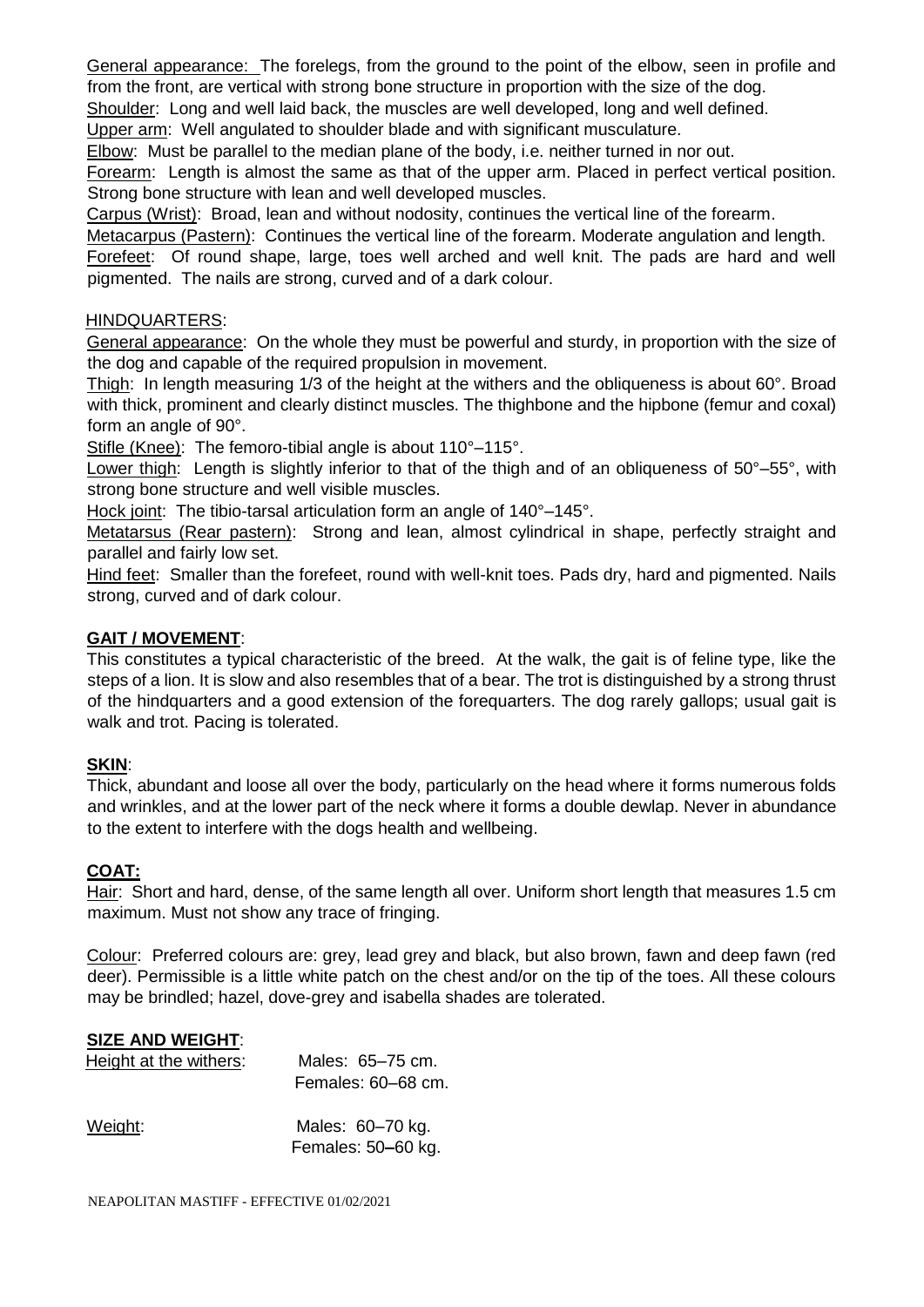General appearance: The forelegs, from the ground to the point of the elbow, seen in profile and from the front, are vertical with strong bone structure in proportion with the size of the dog.
Shoulder: Long and well laid back, the muscles are well developed, long and well defined.
Upper arm: Well angulated to shoulder blade and with significant musculature.
Elbow: Must be parallel to the median plane of the body, i.e. neither turned in nor out.
Forearm: Length is almost the same as that of the upper arm. Placed in perfect vertical position. Strong bone structure with lean and well developed muscles.
Carpus (Wrist): Broad, lean and without nodosity, continues the vertical line of the forearm.
Metacarpus (Pastern): Continues the vertical line of the forearm. Moderate angulation and length.
Forefeet: Of round shape, large, toes well arched and well knit. The pads are hard and well pigmented. The nails are strong, curved and of a dark colour.

HINDQUARTERS:

General appearance: On the whole they must be powerful and sturdy, in proportion with the size of the dog and capable of the required propulsion in movement.
Thigh: In length measuring 1/3 of the height at the withers and the obliqueness is about 60°. Broad with thick, prominent and clearly distinct muscles. The thighbone and the hipbone (femur and coxal) form an angle of 90°.
Stifle (Knee): The femoro-tibial angle is about 110°–115°.
Lower thigh: Length is slightly inferior to that of the thigh and of an obliqueness of 50°–55°, with strong bone structure and well visible muscles.
Hock joint: The tibio-tarsal articulation form an angle of 140°–145°.
Metatarsus (Rear pastern): Strong and lean, almost cylindrical in shape, perfectly straight and parallel and fairly low set.
Hind feet: Smaller than the forefeet, round with well-knit toes. Pads dry, hard and pigmented. Nails strong, curved and of dark colour.

**GAIT / MOVEMENT**:

This constitutes a typical characteristic of the breed. At the walk, the gait is of feline type, like the steps of a lion. It is slow and also resembles that of a bear. The trot is distinguished by a strong thrust of the hindquarters and a good extension of the forequarters. The dog rarely gallops; usual gait is walk and trot. Pacing is tolerated.

**SKIN**:

Thick, abundant and loose all over the body, particularly on the head where it forms numerous folds and wrinkles, and at the lower part of the neck where it forms a double dewlap. Never in abundance to the extent to interfere with the dogs health and wellbeing.

**COAT:**

Hair: Short and hard, dense, of the same length all over. Uniform short length that measures 1.5 cm maximum. Must not show any trace of fringing.

Colour: Preferred colours are: grey, lead grey and black, but also brown, fawn and deep fawn (red deer). Permissible is a little white patch on the chest and/or on the tip of the toes. All these colours may be brindled; hazel, dove-grey and isabella shades are tolerated.

**SIZE AND WEIGHT**:

Height at the withers: Males: 65–75 cm.
Females: 60–68 cm.

Weight: Males: 60–70 kg.
Females: 50–60 kg.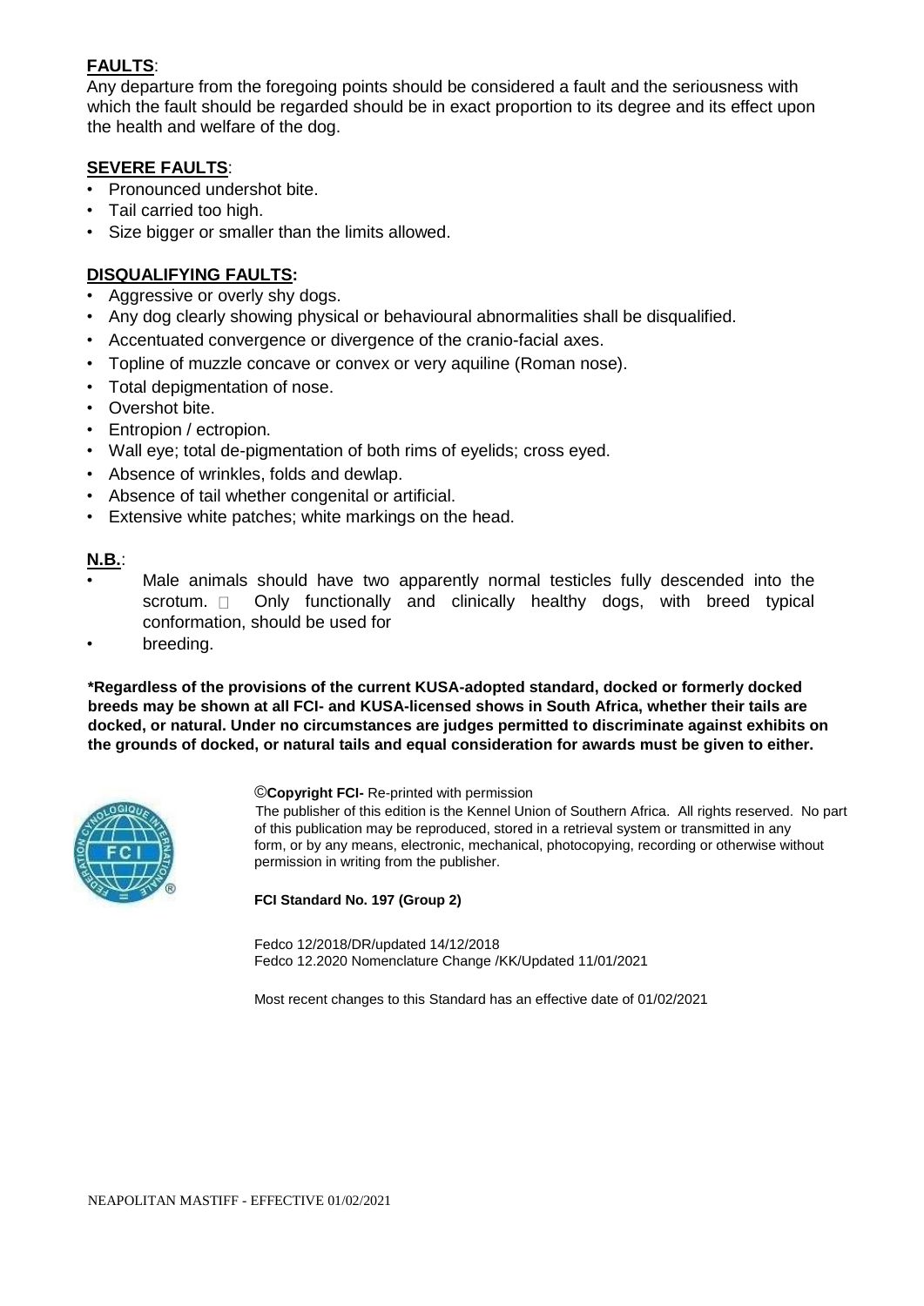**FAULTS**:

Any departure from the foregoing points should be considered a fault and the seriousness with which the fault should be regarded should be in exact proportion to its degree and its effect upon the health and welfare of the dog.

**SEVERE FAULTS**:

- Pronounced undershot bite.
- Tail carried too high.
- Size bigger or smaller than the limits allowed.

**DISQUALIFYING FAULTS:**

- Aggressive or overly shy dogs.
- Any dog clearly showing physical or behavioural abnormalities shall be disqualified.
- Accentuated convergence or divergence of the cranio-facial axes.
- Topline of muzzle concave or convex or very aquiline (Roman nose).
- Total depigmentation of nose.
- Overshot bite.
- Entropion / ectropion.
- Wall eye; total de-pigmentation of both rims of eyelids; cross eyed.
- Absence of wrinkles, folds and dewlap.
- Absence of tail whether congenital or artificial.
- Extensive white patches; white markings on the head.

**N.B.**:

- Male animals should have two apparently normal testicles fully descended into the scrotum. Only functionally and clinically healthy dogs, with breed typical conformation, should be used for
- breeding.

**\*Regardless of the provisions of the current KUSA-adopted standard, docked or formerly docked breeds may be shown at all FCI- and KUSA-licensed shows in South Africa, whether their tails are docked, or natural. Under no circumstances are judges permitted to discriminate against exhibits on the grounds of docked, or natural tails and equal consideration for awards must be given to either.**

©**Copyright FCI-** Re-printed with permission

The publisher of this edition is the Kennel Union of Southern Africa. All rights reserved. No part of this publication may be reproduced, stored in a retrieval system or transmitted in any form, or by any means, electronic, mechanical, photocopying, recording or otherwise without permission in writing from the publisher.

**FCI Standard No. 197 (Group 2)**

Fedco 12/2018/DR/updated 14/12/2018
Fedco 12.2020 Nomenclature Change /KK/Updated 11/01/2021

Most recent changes to this Standard has an effective date of 01/02/2021